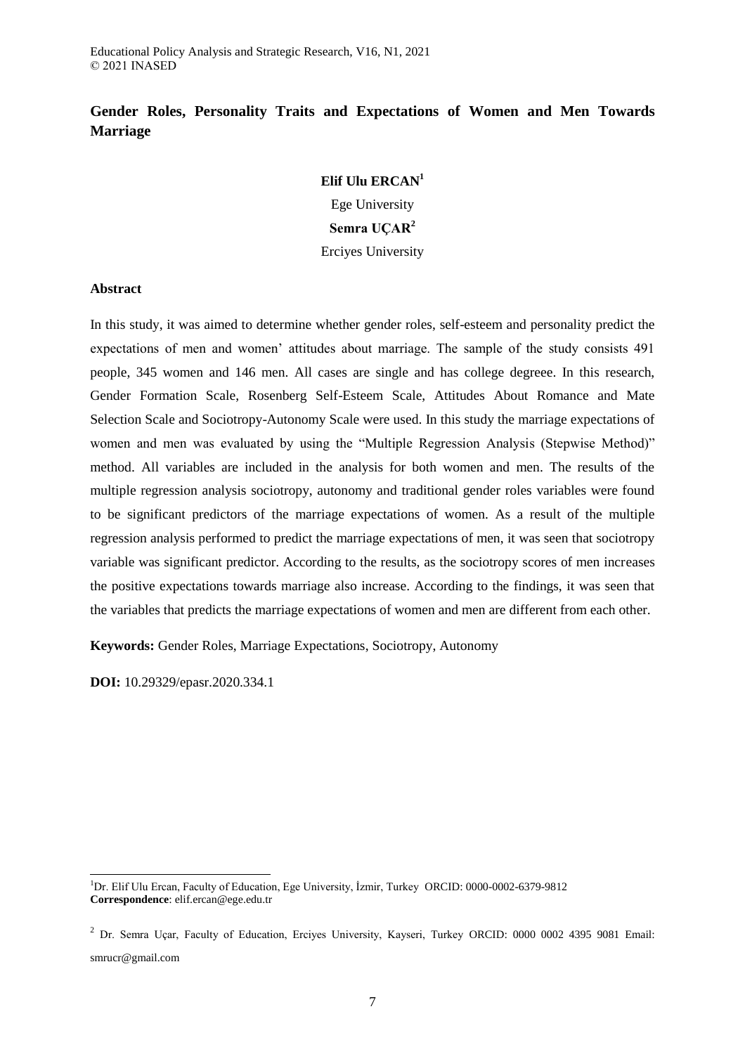# Gender Roles, Personality Traits and Expectations of Women and Men Towards Marriage

**Elif Ulu ERCAN**[1]

Ege University

**Semra UÇAR**[2]

Erciyes University

## Abstract

In this study, it was aimed to determine whether gender roles, self-esteem and personality predict the expectations of men and women' attitudes about marriage. The sample of the study consists 491 people, 345 women and 146 men. All cases are single and has college degreee. In this research, Gender Formation Scale, Rosenberg Self-Esteem Scale, Attitudes About Romance and Mate Selection Scale and Sociotropy-Autonomy Scale were used. In this study the marriage expectations of women and men was evaluated by using the "Multiple Regression Analysis (Stepwise Method)" method. All variables are included in the analysis for both women and men. The results of the multiple regression analysis sociotropy, autonomy and traditional gender roles variables were found to be significant predictors of the marriage expectations of women. As a result of the multiple regression analysis performed to predict the marriage expectations of men, it was seen that sociotropy variable was significant predictor. According to the results, as the sociotropy scores of men increases the positive expectations towards marriage also increase. According to the findings, it was seen that the variables that predicts the marriage expectations of women and men are different from each other.

**Keywords:** Gender Roles, Marriage Expectations, Sociotropy, Autonomy

**DOI:** 10.29329/epasr.2020.334.1

---

[1]Dr. Elif Ulu Ercan, Faculty of Education, Ege University, İzmir, Turkey ORCID: 0000-0002-6379-9812
**Correspondence**: elif.ercan@ege.edu.tr

[2] Dr. Semra Uçar, Faculty of Education, Erciyes University, Kayseri, Turkey ORCID: 0000 0002 4395 9081 Email: smrucr@gmail.com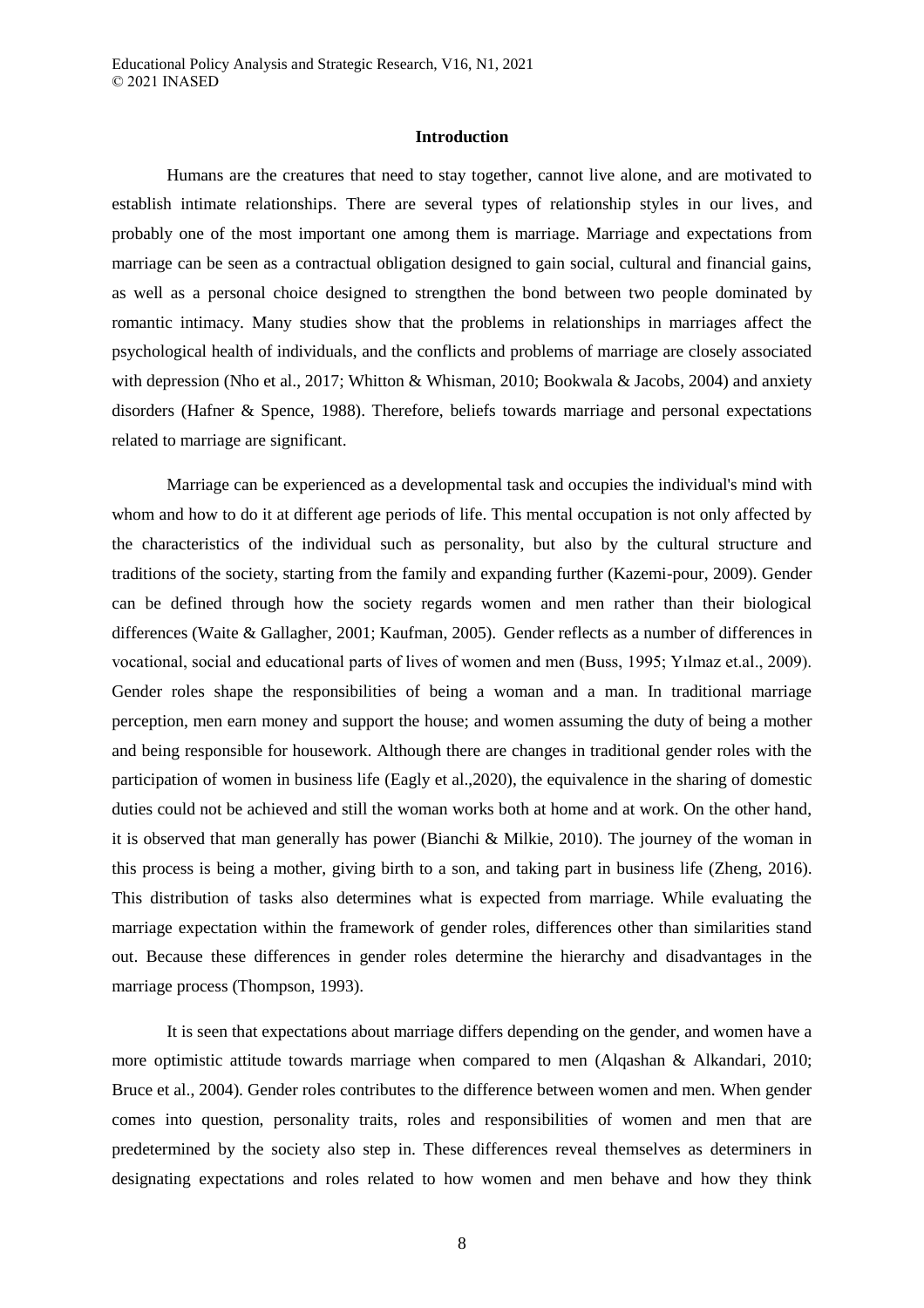## Introduction

Humans are the creatures that need to stay together, cannot live alone, and are motivated to establish intimate relationships. There are several types of relationship styles in our lives, and probably one of the most important one among them is marriage. Marriage and expectations from marriage can be seen as a contractual obligation designed to gain social, cultural and financial gains, as well as a personal choice designed to strengthen the bond between two people dominated by romantic intimacy. Many studies show that the problems in relationships in marriages affect the psychological health of individuals, and the conflicts and problems of marriage are closely associated with depression (Nho et al., 2017; Whitton & Whisman, 2010; Bookwala & Jacobs, 2004) and anxiety disorders (Hafner & Spence, 1988). Therefore, beliefs towards marriage and personal expectations related to marriage are significant.

Marriage can be experienced as a developmental task and occupies the individual's mind with whom and how to do it at different age periods of life. This mental occupation is not only affected by the characteristics of the individual such as personality, but also by the cultural structure and traditions of the society, starting from the family and expanding further (Kazemi-pour, 2009). Gender can be defined through how the society regards women and men rather than their biological differences (Waite & Gallagher, 2001; Kaufman, 2005). Gender reflects as a number of differences in vocational, social and educational parts of lives of women and men (Buss, 1995; Yılmaz et.al., 2009). Gender roles shape the responsibilities of being a woman and a man. In traditional marriage perception, men earn money and support the house; and women assuming the duty of being a mother and being responsible for housework. Although there are changes in traditional gender roles with the participation of women in business life (Eagly et al.,2020), the equivalence in the sharing of domestic duties could not be achieved and still the woman works both at home and at work. On the other hand, it is observed that man generally has power (Bianchi & Milkie, 2010). The journey of the woman in this process is being a mother, giving birth to a son, and taking part in business life (Zheng, 2016). This distribution of tasks also determines what is expected from marriage. While evaluating the marriage expectation within the framework of gender roles, differences other than similarities stand out. Because these differences in gender roles determine the hierarchy and disadvantages in the marriage process (Thompson, 1993).

It is seen that expectations about marriage differs depending on the gender, and women have a more optimistic attitude towards marriage when compared to men (Alqashan & Alkandari, 2010; Bruce et al., 2004). Gender roles contributes to the difference between women and men. When gender comes into question, personality traits, roles and responsibilities of women and men that are predetermined by the society also step in. These differences reveal themselves as determiners in designating expectations and roles related to how women and men behave and how they think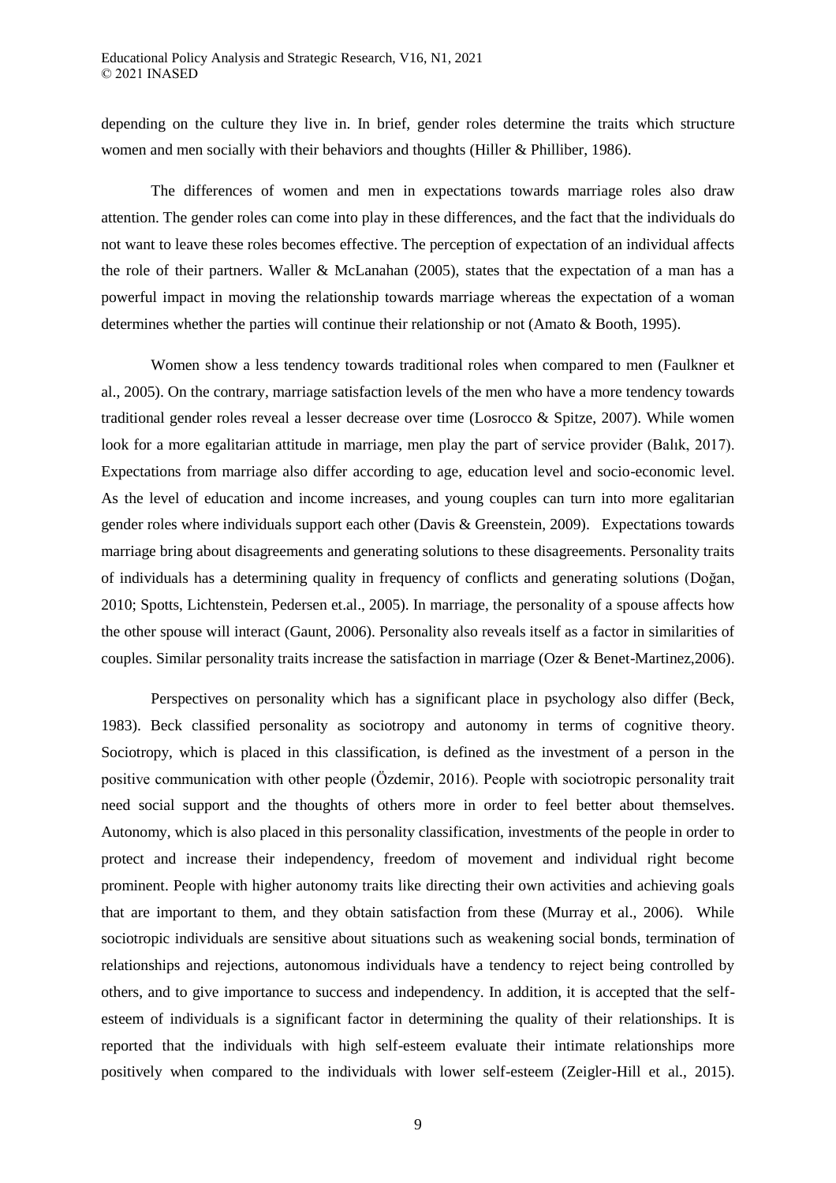depending on the culture they live in. In brief, gender roles determine the traits which structure women and men socially with their behaviors and thoughts (Hiller & Philliber, 1986).

The differences of women and men in expectations towards marriage roles also draw attention. The gender roles can come into play in these differences, and the fact that the individuals do not want to leave these roles becomes effective. The perception of expectation of an individual affects the role of their partners. Waller & McLanahan (2005), states that the expectation of a man has a powerful impact in moving the relationship towards marriage whereas the expectation of a woman determines whether the parties will continue their relationship or not (Amato & Booth, 1995).

Women show a less tendency towards traditional roles when compared to men (Faulkner et al., 2005). On the contrary, marriage satisfaction levels of the men who have a more tendency towards traditional gender roles reveal a lesser decrease over time (Losrocco & Spitze, 2007). While women look for a more egalitarian attitude in marriage, men play the part of service provider (Balık, 2017). Expectations from marriage also differ according to age, education level and socio-economic level. As the level of education and income increases, and young couples can turn into more egalitarian gender roles where individuals support each other (Davis & Greenstein, 2009). Expectations towards marriage bring about disagreements and generating solutions to these disagreements. Personality traits of individuals has a determining quality in frequency of conflicts and generating solutions (Doğan, 2010; Spotts, Lichtenstein, Pedersen et.al., 2005). In marriage, the personality of a spouse affects how the other spouse will interact (Gaunt, 2006). Personality also reveals itself as a factor in similarities of couples. Similar personality traits increase the satisfaction in marriage (Ozer & Benet-Martinez,2006).

Perspectives on personality which has a significant place in psychology also differ (Beck, 1983). Beck classified personality as sociotropy and autonomy in terms of cognitive theory. Sociotropy, which is placed in this classification, is defined as the investment of a person in the positive communication with other people (Özdemir, 2016). People with sociotropic personality trait need social support and the thoughts of others more in order to feel better about themselves. Autonomy, which is also placed in this personality classification, investments of the people in order to protect and increase their independency, freedom of movement and individual right become prominent. People with higher autonomy traits like directing their own activities and achieving goals that are important to them, and they obtain satisfaction from these (Murray et al., 2006). While sociotropic individuals are sensitive about situations such as weakening social bonds, termination of relationships and rejections, autonomous individuals have a tendency to reject being controlled by others, and to give importance to success and independency. In addition, it is accepted that the self-esteem of individuals is a significant factor in determining the quality of their relationships. It is reported that the individuals with high self-esteem evaluate their intimate relationships more positively when compared to the individuals with lower self-esteem (Zeigler-Hill et al., 2015).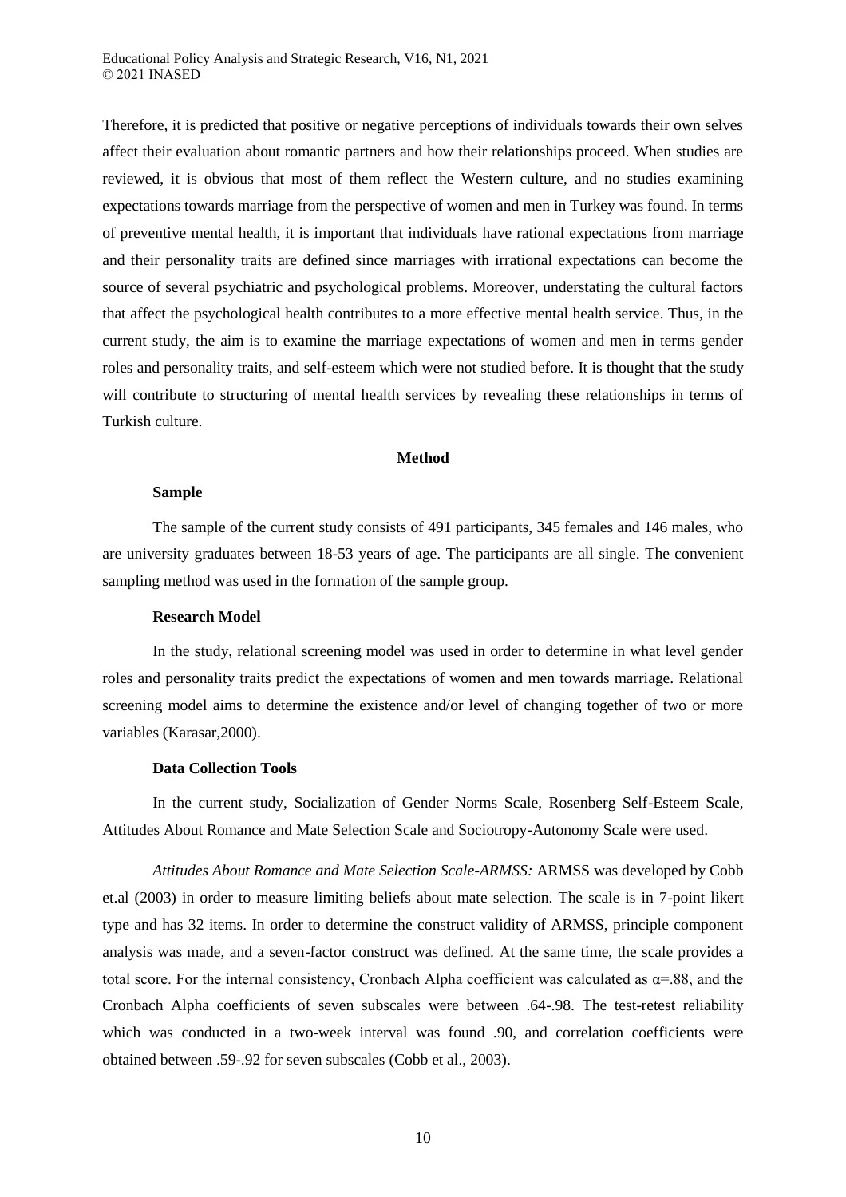Therefore, it is predicted that positive or negative perceptions of individuals towards their own selves affect their evaluation about romantic partners and how their relationships proceed. When studies are reviewed, it is obvious that most of them reflect the Western culture, and no studies examining expectations towards marriage from the perspective of women and men in Turkey was found. In terms of preventive mental health, it is important that individuals have rational expectations from marriage and their personality traits are defined since marriages with irrational expectations can become the source of several psychiatric and psychological problems. Moreover, understating the cultural factors that affect the psychological health contributes to a more effective mental health service. Thus, in the current study, the aim is to examine the marriage expectations of women and men in terms gender roles and personality traits, and self-esteem which were not studied before. It is thought that the study will contribute to structuring of mental health services by revealing these relationships in terms of Turkish culture.

## Method

### Sample

The sample of the current study consists of 491 participants, 345 females and 146 males, who are university graduates between 18-53 years of age. The participants are all single. The convenient sampling method was used in the formation of the sample group.

### Research Model

In the study, relational screening model was used in order to determine in what level gender roles and personality traits predict the expectations of women and men towards marriage. Relational screening model aims to determine the existence and/or level of changing together of two or more variables (Karasar,2000).

### Data Collection Tools

In the current study, Socialization of Gender Norms Scale, Rosenberg Self-Esteem Scale, Attitudes About Romance and Mate Selection Scale and Sociotropy-Autonomy Scale were used.

*Attitudes About Romance and Mate Selection Scale-ARMSS:* ARMSS was developed by Cobb et.al (2003) in order to measure limiting beliefs about mate selection. The scale is in 7-point likert type and has 32 items. In order to determine the construct validity of ARMSS, principle component analysis was made, and a seven-factor construct was defined. At the same time, the scale provides a total score. For the internal consistency, Cronbach Alpha coefficient was calculated as $\alpha$=.88, and the Cronbach Alpha coefficients of seven subscales were between .64-.98. The test-retest reliability which was conducted in a two-week interval was found .90, and correlation coefficients were obtained between .59-.92 for seven subscales (Cobb et al., 2003).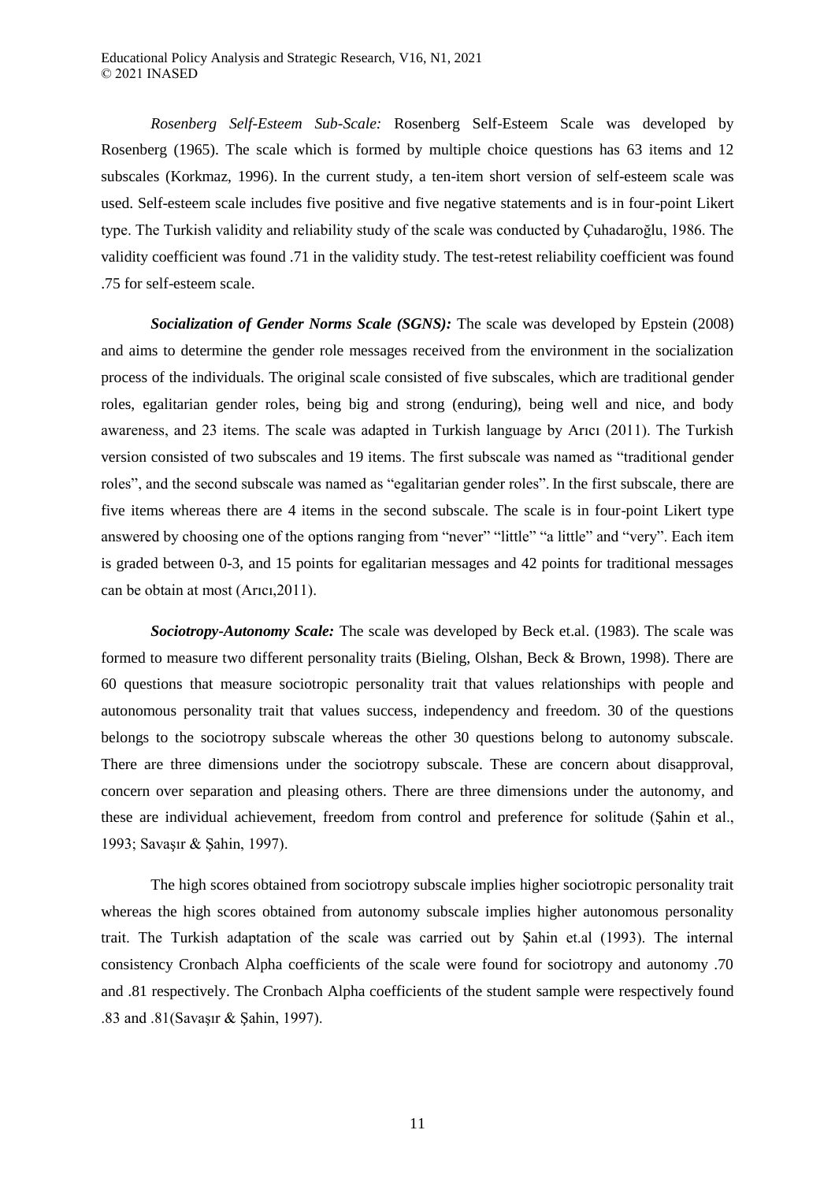*Rosenberg Self-Esteem Sub-Scale:* Rosenberg Self-Esteem Scale was developed by Rosenberg (1965). The scale which is formed by multiple choice questions has 63 items and 12 subscales (Korkmaz, 1996). In the current study, a ten-item short version of self-esteem scale was used. Self-esteem scale includes five positive and five negative statements and is in four-point Likert type. The Turkish validity and reliability study of the scale was conducted by Çuhadaroğlu, 1986. The validity coefficient was found .71 in the validity study. The test-retest reliability coefficient was found .75 for self-esteem scale.

***Socialization of Gender Norms Scale (SGNS):*** The scale was developed by Epstein (2008) and aims to determine the gender role messages received from the environment in the socialization process of the individuals. The original scale consisted of five subscales, which are traditional gender roles, egalitarian gender roles, being big and strong (enduring), being well and nice, and body awareness, and 23 items. The scale was adapted in Turkish language by Arıcı (2011). The Turkish version consisted of two subscales and 19 items. The first subscale was named as "traditional gender roles", and the second subscale was named as "egalitarian gender roles". In the first subscale, there are five items whereas there are 4 items in the second subscale. The scale is in four-point Likert type answered by choosing one of the options ranging from "never" "little" "a little" and "very". Each item is graded between 0-3, and 15 points for egalitarian messages and 42 points for traditional messages can be obtain at most (Arıcı,2011).

***Sociotropy-Autonomy Scale:*** The scale was developed by Beck et.al. (1983). The scale was formed to measure two different personality traits (Bieling, Olshan, Beck & Brown, 1998). There are 60 questions that measure sociotropic personality trait that values relationships with people and autonomous personality trait that values success, independency and freedom. 30 of the questions belongs to the sociotropy subscale whereas the other 30 questions belong to autonomy subscale. There are three dimensions under the sociotropy subscale. These are concern about disapproval, concern over separation and pleasing others. There are three dimensions under the autonomy, and these are individual achievement, freedom from control and preference for solitude (Şahin et al., 1993; Savaşır & Şahin, 1997).

The high scores obtained from sociotropy subscale implies higher sociotropic personality trait whereas the high scores obtained from autonomy subscale implies higher autonomous personality trait. The Turkish adaptation of the scale was carried out by Şahin et.al (1993). The internal consistency Cronbach Alpha coefficients of the scale were found for sociotropy and autonomy .70 and .81 respectively. The Cronbach Alpha coefficients of the student sample were respectively found .83 and .81(Savaşır & Şahin, 1997).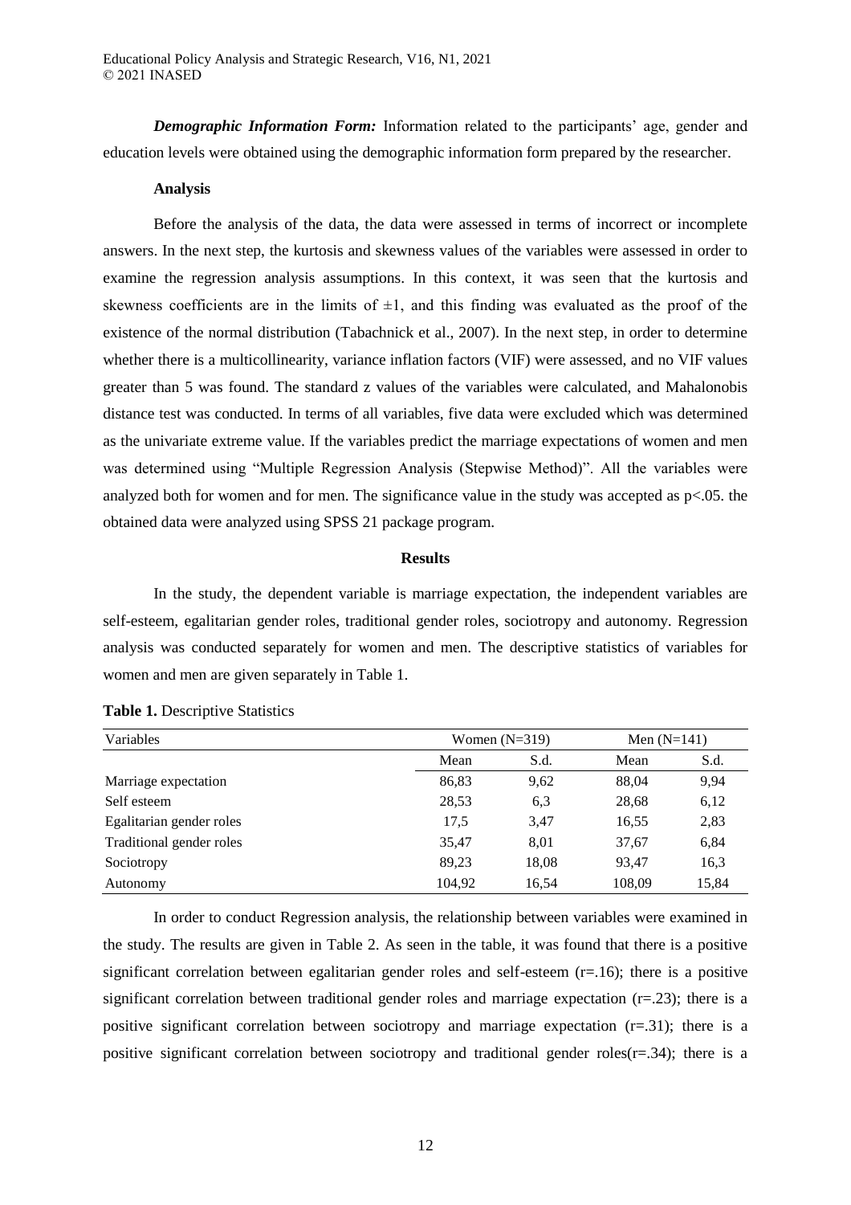***Demographic Information Form:*** Information related to the participants' age, gender and education levels were obtained using the demographic information form prepared by the researcher.

**Analysis**

Before the analysis of the data, the data were assessed in terms of incorrect or incomplete answers. In the next step, the kurtosis and skewness values of the variables were assessed in order to examine the regression analysis assumptions. In this context, it was seen that the kurtosis and skewness coefficients are in the limits of $\pm 1$, and this finding was evaluated as the proof of the existence of the normal distribution (Tabachnick et al., 2007). In the next step, in order to determine whether there is a multicollinearity, variance inflation factors (VIF) were assessed, and no VIF values greater than 5 was found. The standard z values of the variables were calculated, and Mahalonobis distance test was conducted. In terms of all variables, five data were excluded which was determined as the univariate extreme value. If the variables predict the marriage expectations of women and men was determined using "Multiple Regression Analysis (Stepwise Method)". All the variables were analyzed both for women and for men. The significance value in the study was accepted as $p<.05$. the obtained data were analyzed using SPSS 21 package program.

## Results

In the study, the dependent variable is marriage expectation, the independent variables are self-esteem, egalitarian gender roles, traditional gender roles, sociotropy and autonomy. Regression analysis was conducted separately for women and men. The descriptive statistics of variables for women and men are given separately in Table 1.

**Table 1.** Descriptive Statistics

| Variables | Women (N=319) | | Men (N=141) | |
|---|---|---|---|---|
| | Mean | S.d. | Mean | S.d. |
| Marriage expectation | 86,83 | 9,62 | 88,04 | 9,94 |
| Self esteem | 28,53 | 6,3 | 28,68 | 6,12 |
| Egalitarian gender roles | 17,5 | 3,47 | 16,55 | 2,83 |
| Traditional gender roles | 35,47 | 8,01 | 37,67 | 6,84 |
| Sociotropy | 89,23 | 18,08 | 93,47 | 16,3 |
| Autonomy | 104,92 | 16,54 | 108,09 | 15,84 |

In order to conduct Regression analysis, the relationship between variables were examined in the study. The results are given in Table 2. As seen in the table, it was found that there is a positive significant correlation between egalitarian gender roles and self-esteem ($r=.16$); there is a positive significant correlation between traditional gender roles and marriage expectation ($r=.23$); there is a positive significant correlation between sociotropy and marriage expectation ($r=.31$); there is a positive significant correlation between sociotropy and traditional gender roles($r=.34$); there is a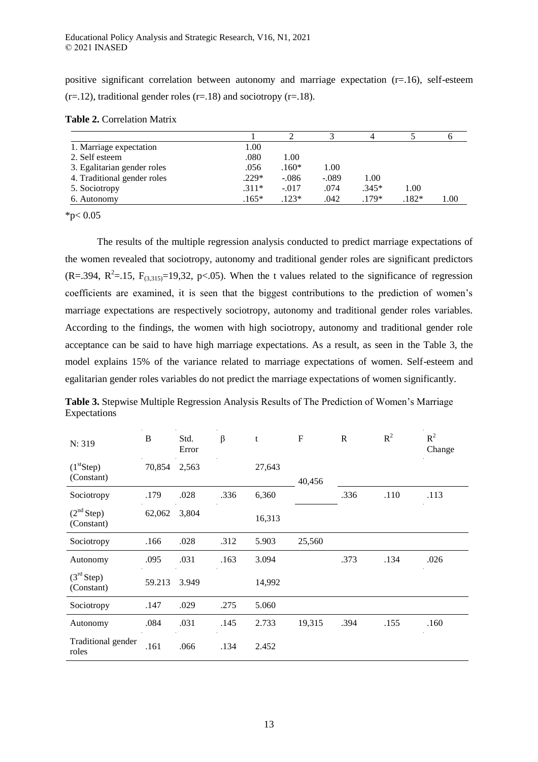positive significant correlation between autonomy and marriage expectation (r=.16), self-esteem (r=.12), traditional gender roles (r=.18) and sociotropy (r=.18).

**Table 2.** Correlation Matrix

| | 1 | 2 | 3 | 4 | 5 | 6 |
|---|---|---|---|---|---|---|
| 1. Marriage expectation | 1.00 | | | | | |
| 2. Self esteem | .080 | 1.00 | | | | |
| 3. Egalitarian gender roles | .056 | .160* | 1.00 | | | |
| 4. Traditional gender roles | .229* | -.086 | -.089 | 1.00 | | |
| 5. Sociotropy | .311* | -.017 | .074 | .345* | 1.00 | |
| 6. Autonomy | .165* | .123* | .042 | .179* | .182* | 1.00 |

*$p < 0.05$

The results of the multiple regression analysis conducted to predict marriage expectations of the women revealed that sociotropy, autonomy and traditional gender roles are significant predictors (R=.394, $R^2$=.15, $F_{(3,315)}$=19,32, p<.05). When the t values related to the significance of regression coefficients are examined, it is seen that the biggest contributions to the prediction of women's marriage expectations are respectively sociotropy, autonomy and traditional gender roles variables. According to the findings, the women with high sociotropy, autonomy and traditional gender role acceptance can be said to have high marriage expectations. As a result, as seen in the Table 3, the model explains 15% of the variance related to marriage expectations of women. Self-esteem and egalitarian gender roles variables do not predict the marriage expectations of women significantly.

**Table 3.** Stepwise Multiple Regression Analysis Results of The Prediction of Women's Marriage Expectations

| N: 319 | B | Std. Error | β | t | F | R | $R^2$ | $R^2$ Change |
|---|---|---|---|---|---|---|---|---|
| ($1^{st}$Step) (Constant) | 70,854 | 2,563 | | 27,643 | 40,456 | | | |
| Sociotropy | .179 | .028 | .336 | 6,360 | | .336 | .110 | .113 |
| ($2^{nd}$ Step) (Constant) | 62,062 | 3,804 | | 16,313 | | | | |
| Sociotropy | .166 | .028 | .312 | 5.903 | 25,560 | | | |
| Autonomy | .095 | .031 | .163 | 3.094 | | .373 | .134 | .026 |
| ($3^{rd}$ Step) (Constant) | 59.213 | 3.949 | | 14,992 | | | | |
| Sociotropy | .147 | .029 | .275 | 5.060 | | | | |
| Autonomy | .084 | .031 | .145 | 2.733 | 19,315 | .394 | .155 | .160 |
| Traditional gender roles | .161 | .066 | .134 | 2.452 | | | | |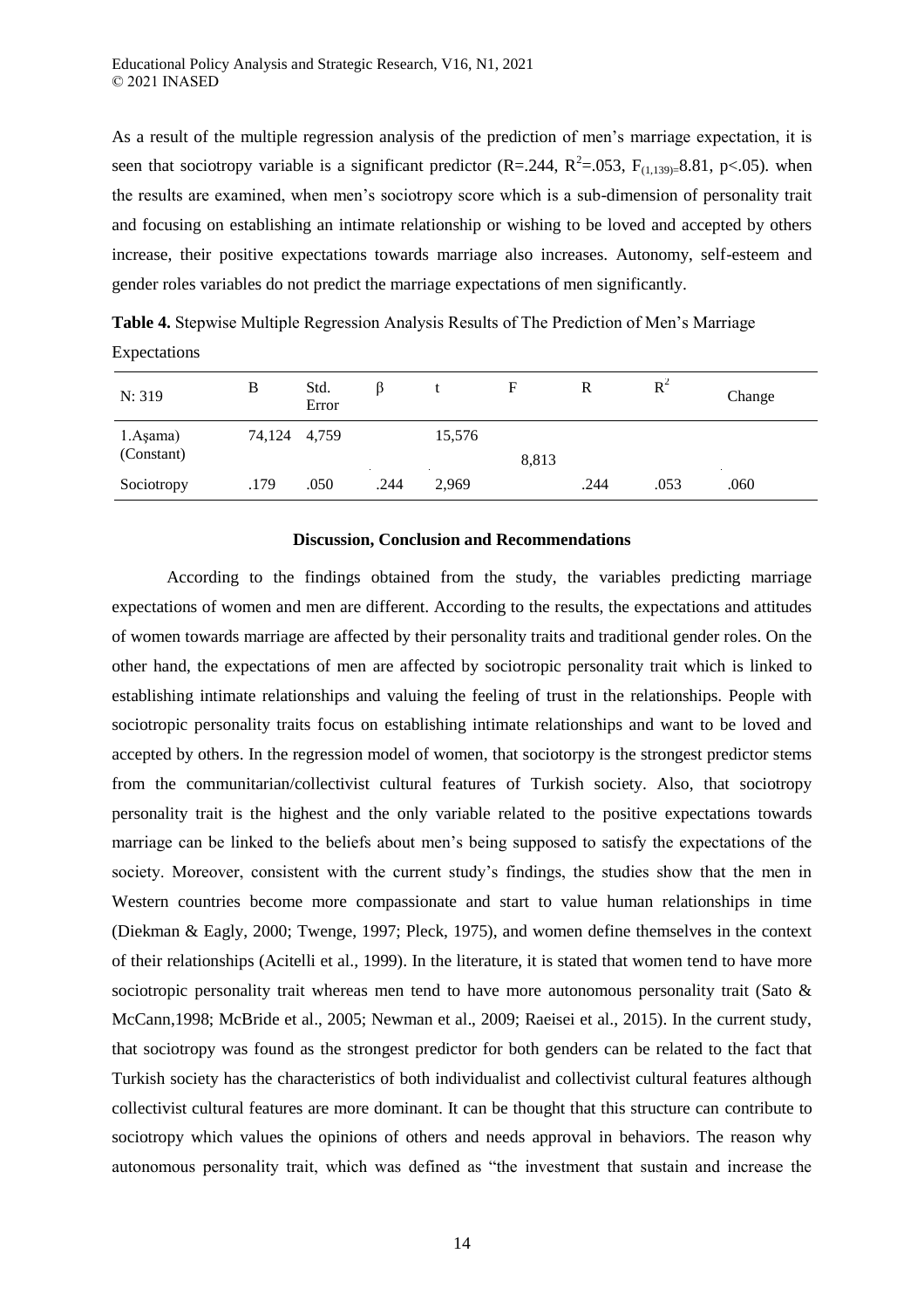As a result of the multiple regression analysis of the prediction of men's marriage expectation, it is seen that sociotropy variable is a significant predictor (R=.244, $R^2$=.053, $F_{(1,139)}$=8.81, p<.05). when the results are examined, when men's sociotropy score which is a sub-dimension of personality trait and focusing on establishing an intimate relationship or wishing to be loved and accepted by others increase, their positive expectations towards marriage also increases. Autonomy, self-esteem and gender roles variables do not predict the marriage expectations of men significantly.

**Table 4.** Stepwise Multiple Regression Analysis Results of The Prediction of Men's Marriage Expectations

| N: 319 | B | Std. Error | β | t | F | R | $R^2$ | Change |
|---|---|---|---|---|---|---|---|---|
| 1.Aşama) (Constant) | 74,124 | 4,759 | | 15,576 | 8,813 | | | |
| Sociotropy | .179 | .050 | .244 | 2,969 | | .244 | .053 | .060 |

## Discussion, Conclusion and Recommendations

According to the findings obtained from the study, the variables predicting marriage expectations of women and men are different. According to the results, the expectations and attitudes of women towards marriage are affected by their personality traits and traditional gender roles. On the other hand, the expectations of men are affected by sociotropic personality trait which is linked to establishing intimate relationships and valuing the feeling of trust in the relationships. People with sociotropic personality traits focus on establishing intimate relationships and want to be loved and accepted by others. In the regression model of women, that sociotorpy is the strongest predictor stems from the communitarian/collectivist cultural features of Turkish society. Also, that sociotropy personality trait is the highest and the only variable related to the positive expectations towards marriage can be linked to the beliefs about men's being supposed to satisfy the expectations of the society. Moreover, consistent with the current study's findings, the studies show that the men in Western countries become more compassionate and start to value human relationships in time (Diekman & Eagly, 2000; Twenge, 1997; Pleck, 1975), and women define themselves in the context of their relationships (Acitelli et al., 1999). In the literature, it is stated that women tend to have more sociotropic personality trait whereas men tend to have more autonomous personality trait (Sato & McCann,1998; McBride et al., 2005; Newman et al., 2009; Raeisei et al., 2015). In the current study, that sociotropy was found as the strongest predictor for both genders can be related to the fact that Turkish society has the characteristics of both individualist and collectivist cultural features although collectivist cultural features are more dominant. It can be thought that this structure can contribute to sociotropy which values the opinions of others and needs approval in behaviors. The reason why autonomous personality trait, which was defined as "the investment that sustain and increase the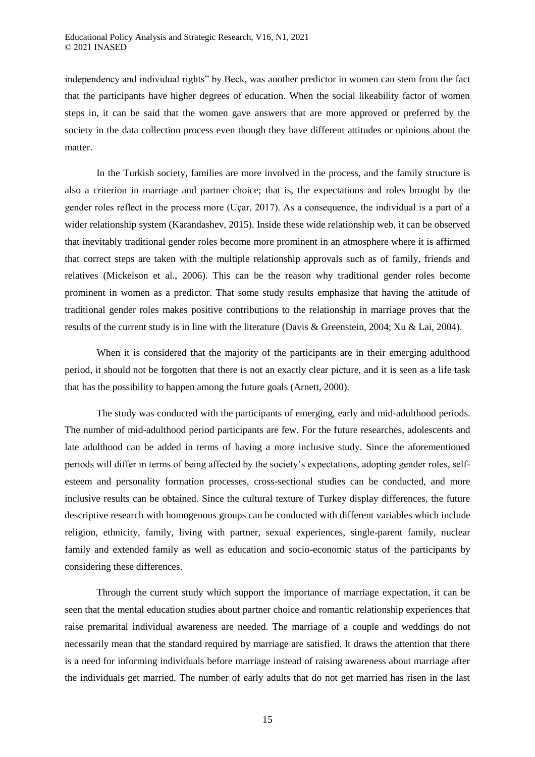independency and individual rights" by Beck, was another predictor in women can stem from the fact that the participants have higher degrees of education. When the social likeability factor of women steps in, it can be said that the women gave answers that are more approved or preferred by the society in the data collection process even though they have different attitudes or opinions about the matter.

In the Turkish society, families are more involved in the process, and the family structure is also a criterion in marriage and partner choice; that is, the expectations and roles brought by the gender roles reflect in the process more (Uçar, 2017). As a consequence, the individual is a part of a wider relationship system (Karandashev, 2015). Inside these wide relationship web, it can be observed that inevitably traditional gender roles become more prominent in an atmosphere where it is affirmed that correct steps are taken with the multiple relationship approvals such as of family, friends and relatives (Mickelson et al., 2006). This can be the reason why traditional gender roles become prominent in women as a predictor. That some study results emphasize that having the attitude of traditional gender roles makes positive contributions to the relationship in marriage proves that the results of the current study is in line with the literature (Davis & Greenstein, 2004; Xu & Lai, 2004).

When it is considered that the majority of the participants are in their emerging adulthood period, it should not be forgotten that there is not an exactly clear picture, and it is seen as a life task that has the possibility to happen among the future goals (Arnett, 2000).

The study was conducted with the participants of emerging, early and mid-adulthood periods. The number of mid-adulthood period participants are few. For the future researches, adolescents and late adulthood can be added in terms of having a more inclusive study. Since the aforementioned periods will differ in terms of being affected by the society's expectations, adopting gender roles, self-esteem and personality formation processes, cross-sectional studies can be conducted, and more inclusive results can be obtained. Since the cultural texture of Turkey display differences, the future descriptive research with homogenous groups can be conducted with different variables which include religion, ethnicity, family, living with partner, sexual experiences, single-parent family, nuclear family and extended family as well as education and socio-economic status of the participants by considering these differences.

Through the current study which support the importance of marriage expectation, it can be seen that the mental education studies about partner choice and romantic relationship experiences that raise premarital individual awareness are needed. The marriage of a couple and weddings do not necessarily mean that the standard required by marriage are satisfied. It draws the attention that there is a need for informing individuals before marriage instead of raising awareness about marriage after the individuals get married. The number of early adults that do not get married has risen in the last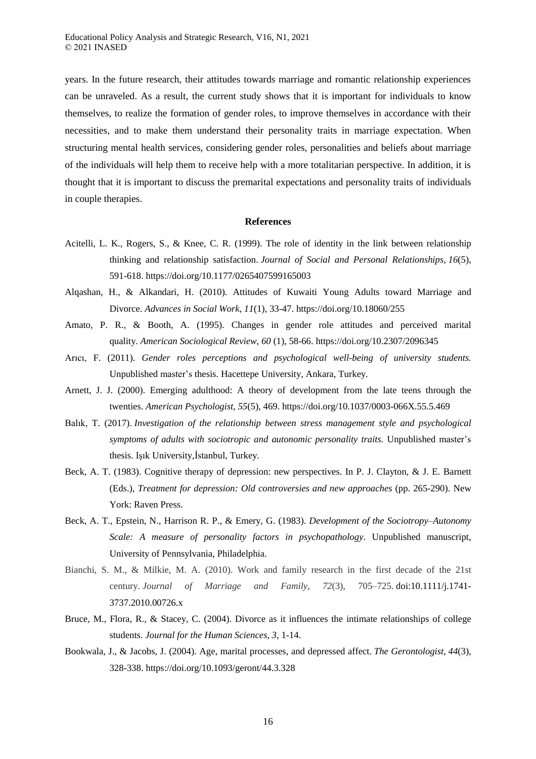years. In the future research, their attitudes towards marriage and romantic relationship experiences can be unraveled. As a result, the current study shows that it is important for individuals to know themselves, to realize the formation of gender roles, to improve themselves in accordance with their necessities, and to make them understand their personality traits in marriage expectation. When structuring mental health services, considering gender roles, personalities and beliefs about marriage of the individuals will help them to receive help with a more totalitarian perspective. In addition, it is thought that it is important to discuss the premarital expectations and personality traits of individuals in couple therapies.

## References

Acitelli, L. K., Rogers, S., & Knee, C. R. (1999). The role of identity in the link between relationship thinking and relationship satisfaction. *Journal of Social and Personal Relationships*, *16*(5), 591-618. https://doi.org/10.1177/0265407599165003

Alqashan, H., & Alkandari, H. (2010). Attitudes of Kuwaiti Young Adults toward Marriage and Divorce. *Advances in Social Work*, *11*(1), 33-47. https://doi.org/10.18060/255

Amato, P. R., & Booth, A. (1995). Changes in gender role attitudes and perceived marital quality. *American Sociological Review*, *60* (1), 58-66. https://doi.org/10.2307/2096345

Arıcı, F. (2011). *Gender roles perceptions and psychological well-being of university students.* Unpublished master's thesis. Hacettepe University, Ankara, Turkey.

Arnett, J. J. (2000). Emerging adulthood: A theory of development from the late teens through the twenties. *American Psychologist*, *55*(5), 469. https://doi.org/10.1037/0003-066X.55.5.469

Balık, T. (2017). *Investigation of the relationship between stress management style and psychological symptoms of adults with sociotropic and autonomic personality traits.* Unpublished master's thesis. Işık University,İstanbul, Turkey.

Beck, A. T. (1983). Cognitive therapy of depression: new perspectives. In P. J. Clayton, & J. E. Barnett (Eds.), *Treatment for depression: Old controversies and new approaches* (pp. 265-290). New York: Raven Press.

Beck, A. T., Epstein, N., Harrison R. P., & Emery, G. (1983). *Development of the Sociotropy–Autonomy Scale: A measure of personality factors in psychopathology*. Unpublished manuscript, University of Pennsylvania, Philadelphia.

Bianchi, S. M., & Milkie, M. A. (2010). Work and family research in the first decade of the 21st century. *Journal of Marriage and Family*, *72*(3), 705–725. doi:10.1111/j.1741-3737.2010.00726.x

Bruce, M., Flora, R., & Stacey, C. (2004). Divorce as it influences the intimate relationships of college students. *Journal for the Human Sciences*, *3*, 1-14.

Bookwala, J., & Jacobs, J. (2004). Age, marital processes, and depressed affect. *The Gerontologist*, *44*(3), 328-338. https://doi.org/10.1093/geront/44.3.328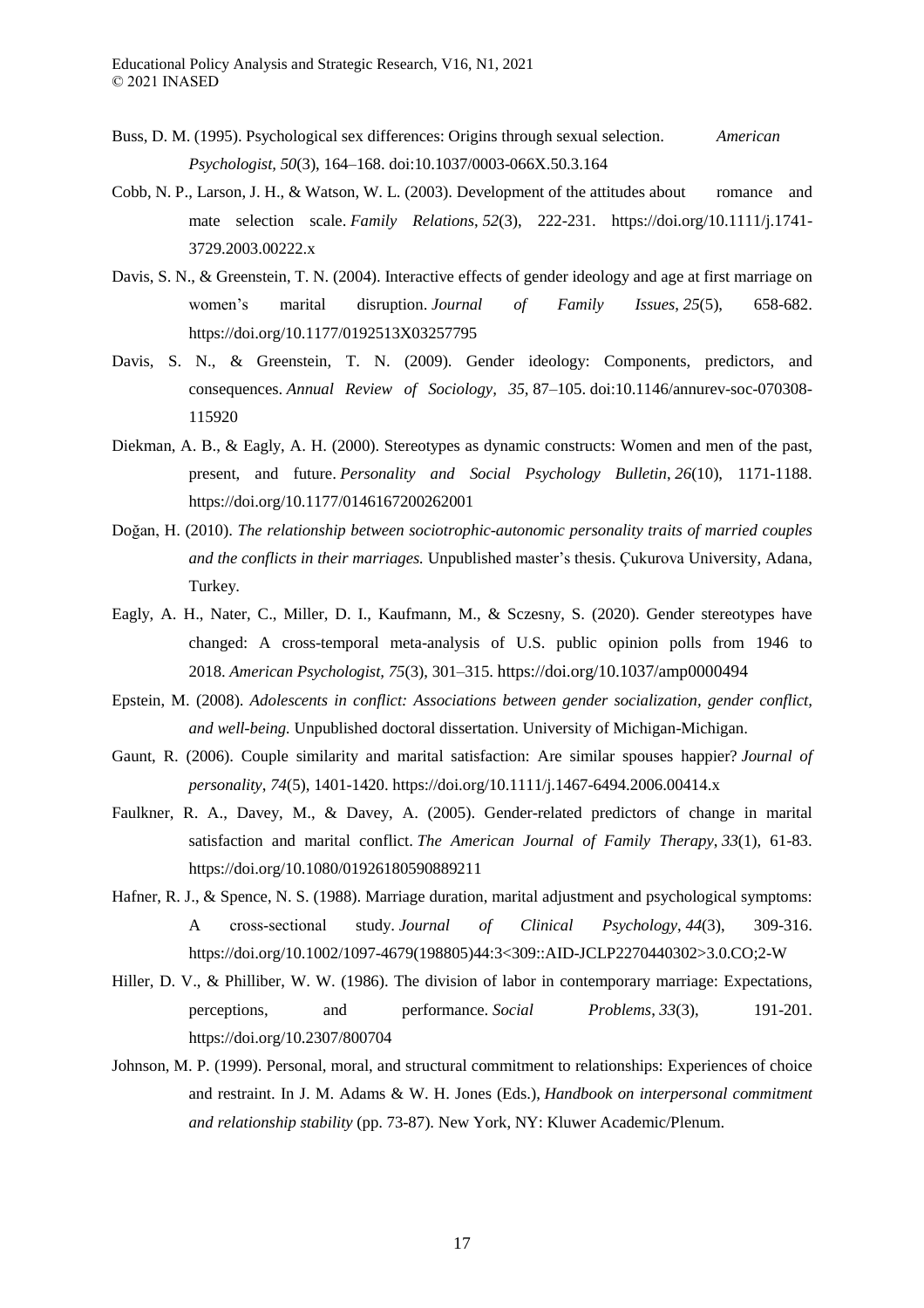Buss, D. M. (1995). Psychological sex differences: Origins through sexual selection. *American Psychologist, 50*(3), 164–168. doi:10.1037/0003-066X.50.3.164

Cobb, N. P., Larson, J. H., & Watson, W. L. (2003). Development of the attitudes about romance and mate selection scale. *Family Relations*, *52*(3), 222-231. https://doi.org/10.1111/j.1741-3729.2003.00222.x

Davis, S. N., & Greenstein, T. N. (2004). Interactive effects of gender ideology and age at first marriage on women's marital disruption. *Journal of Family Issues*, *25*(5), 658-682. https://doi.org/10.1177/0192513X03257795

Davis, S. N., & Greenstein, T. N. (2009). Gender ideology: Components, predictors, and consequences. *Annual Review of Sociology, 35,* 87–105. doi:10.1146/annurev-soc-070308-115920

Diekman, A. B., & Eagly, A. H. (2000). Stereotypes as dynamic constructs: Women and men of the past, present, and future. *Personality and Social Psychology Bulletin*, *26*(10), 1171-1188. https://doi.org/10.1177/0146167200262001

Doğan, H. (2010). *The relationship between sociotrophic-autonomic personality traits of married couples and the conflicts in their marriages.* Unpublished master's thesis. Çukurova University, Adana, Turkey.

Eagly, A. H., Nater, C., Miller, D. I., Kaufmann, M., & Sczesny, S. (2020). Gender stereotypes have changed: A cross-temporal meta-analysis of U.S. public opinion polls from 1946 to 2018. *American Psychologist, 75*(3), 301–315. https://doi.org/10.1037/amp0000494

Epstein, M. (2008). *Adolescents in conflict: Associations between gender socialization, gender conflict, and well-being.* Unpublished doctoral dissertation. University of Michigan-Michigan.

Gaunt, R. (2006). Couple similarity and marital satisfaction: Are similar spouses happier? *Journal of personality*, *74*(5), 1401-1420. https://doi.org/10.1111/j.1467-6494.2006.00414.x

Faulkner, R. A., Davey, M., & Davey, A. (2005). Gender-related predictors of change in marital satisfaction and marital conflict. *The American Journal of Family Therapy*, *33*(1), 61-83. https://doi.org/10.1080/01926180590889211

Hafner, R. J., & Spence, N. S. (1988). Marriage duration, marital adjustment and psychological symptoms: A cross-sectional study. *Journal of Clinical Psychology*, *44*(3), 309-316. https://doi.org/10.1002/1097-4679(198805)44:3<309::AID-JCLP2270440302>3.0.CO;2-W

Hiller, D. V., & Philliber, W. W. (1986). The division of labor in contemporary marriage: Expectations, perceptions, and performance. *Social Problems*, *33*(3), 191-201. https://doi.org/10.2307/800704

Johnson, M. P. (1999). Personal, moral, and structural commitment to relationships: Experiences of choice and restraint. In J. M. Adams & W. H. Jones (Eds.), *Handbook on interpersonal commitment and relationship stability* (pp. 73-87). New York, NY: Kluwer Academic/Plenum.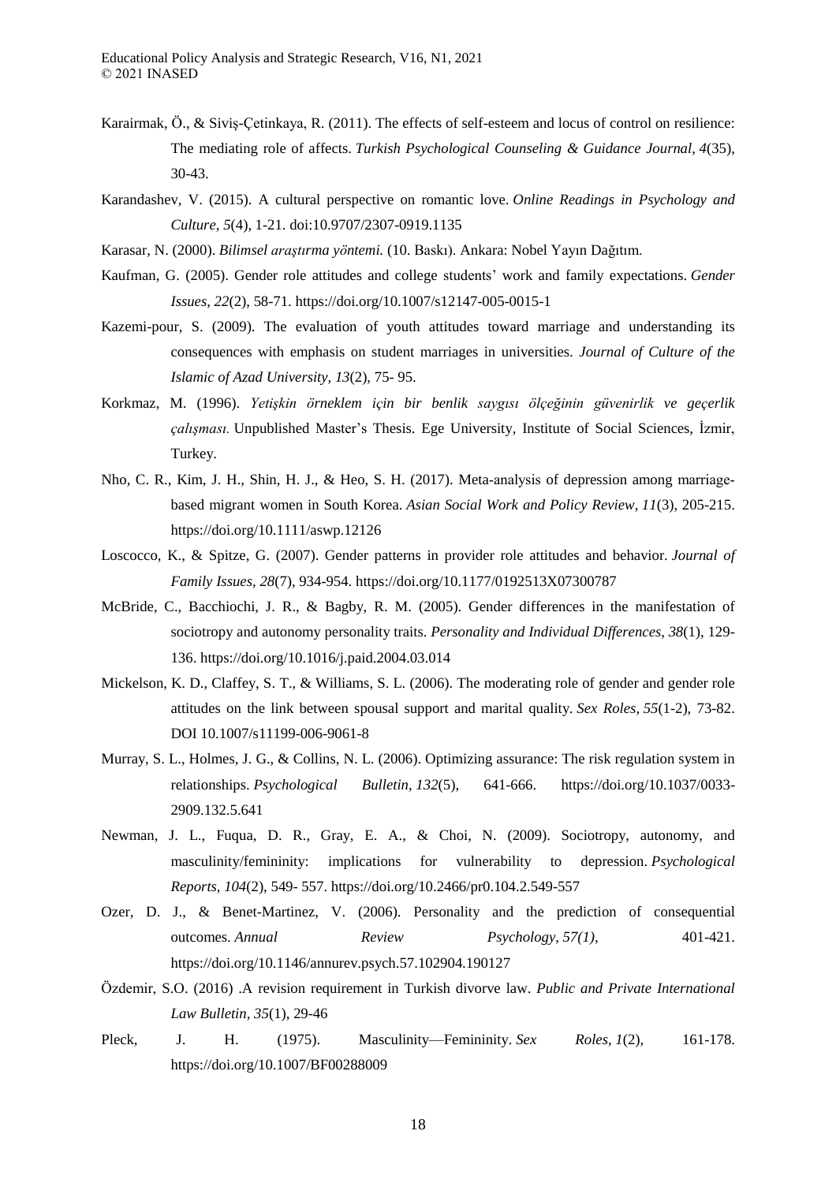Karairmak, Ö., & Siviş-Çetinkaya, R. (2011). The effects of self-esteem and locus of control on resilience: The mediating role of affects. *Turkish Psychological Counseling & Guidance Journal*, *4*(35), 30-43.

Karandashev, V. (2015). A cultural perspective on romantic love. *Online Readings in Psychology and Culture*, *5*(4), 1-21. doi:10.9707/2307-0919.1135

Karasar, N. (2000). *Bilimsel araştırma yöntemi.* (10. Baskı). Ankara: Nobel Yayın Dağıtım.

Kaufman, G. (2005). Gender role attitudes and college students' work and family expectations. *Gender Issues*, *22*(2), 58-71. https://doi.org/10.1007/s12147-005-0015-1

Kazemi-pour, S. (2009). The evaluation of youth attitudes toward marriage and understanding its consequences with emphasis on student marriages in universities. *Journal of Culture of the Islamic of Azad University, 13*(2), 75- 95.

Korkmaz, M. (1996). *Yetişkin örneklem için bir benlik saygısı ölçeğinin güvenirlik ve geçerlik çalışması.* Unpublished Master's Thesis. Ege University, Institute of Social Sciences, İzmir, Turkey.

Nho, C. R., Kim, J. H., Shin, H. J., & Heo, S. H. (2017). Meta-analysis of depression among marriage-based migrant women in South Korea. *Asian Social Work and Policy Review*, *11*(3), 205-215. https://doi.org/10.1111/aswp.12126

Loscocco, K., & Spitze, G. (2007). Gender patterns in provider role attitudes and behavior. *Journal of Family Issues*, *28*(7), 934-954. https://doi.org/10.1177/0192513X07300787

McBride, C., Bacchiochi, J. R., & Bagby, R. M. (2005). Gender differences in the manifestation of sociotropy and autonomy personality traits. *Personality and Individual Differences*, *38*(1), 129-136. https://doi.org/10.1016/j.paid.2004.03.014

Mickelson, K. D., Claffey, S. T., & Williams, S. L. (2006). The moderating role of gender and gender role attitudes on the link between spousal support and marital quality. *Sex Roles, 55*(1-2), 73-82. DOI 10.1007/s11199-006-9061-8

Murray, S. L., Holmes, J. G., & Collins, N. L. (2006). Optimizing assurance: The risk regulation system in relationships. *Psychological Bulletin*, *132*(5), 641-666. https://doi.org/10.1037/0033-2909.132.5.641

Newman, J. L., Fuqua, D. R., Gray, E. A., & Choi, N. (2009). Sociotropy, autonomy, and masculinity/femininity: implications for vulnerability to depression. *Psychological Reports*, *104*(2), 549- 557. https://doi.org/10.2466/pr0.104.2.549-557

Ozer, D. J., & Benet-Martinez, V. (2006). Personality and the prediction of consequential outcomes. *Annual Review Psychology*, *57(1)*, 401-421. https://doi.org/10.1146/annurev.psych.57.102904.190127

Özdemir, S.O. (2016) .A revision requirement in Turkish divorve law. *Public and Private International Law Bulletin, 35*(1), 29-46

Pleck, J. H. (1975). Masculinity—Femininity. *Sex Roles*, *1*(2), 161-178. https://doi.org/10.1007/BF00288009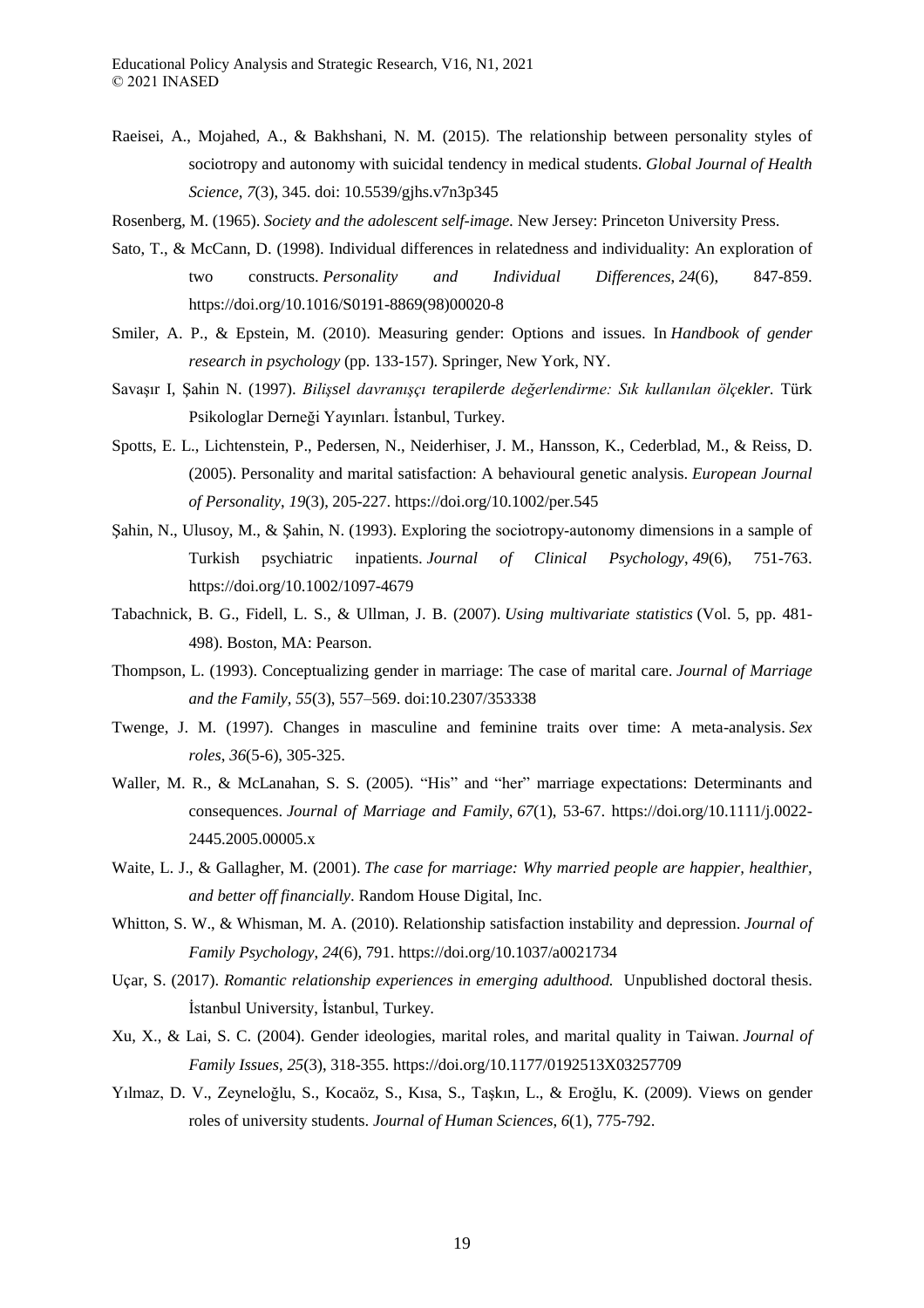Raeisei, A., Mojahed, A., & Bakhshani, N. M. (2015). The relationship between personality styles of sociotropy and autonomy with suicidal tendency in medical students. *Global Journal of Health Science*, *7*(3), 345. doi: 10.5539/gjhs.v7n3p345

Rosenberg, M. (1965). *Society and the adolescent self-image.* New Jersey: Princeton University Press.

Sato, T., & McCann, D. (1998). Individual differences in relatedness and individuality: An exploration of two constructs. *Personality and Individual Differences*, *24*(6), 847-859. https://doi.org/10.1016/S0191-8869(98)00020-8

Smiler, A. P., & Epstein, M. (2010). Measuring gender: Options and issues. In *Handbook of gender research in psychology* (pp. 133-157). Springer, New York, NY.

Savaşır I, Şahin N. (1997). *Bilişsel davranışçı terapilerde değerlendirme: Sık kullanılan ölçekler.* Türk Psikologlar Derneği Yayınları. İstanbul, Turkey.

Spotts, E. L., Lichtenstein, P., Pedersen, N., Neiderhiser, J. M., Hansson, K., Cederblad, M., & Reiss, D. (2005). Personality and marital satisfaction: A behavioural genetic analysis. *European Journal of Personality*, *19*(3), 205-227. https://doi.org/10.1002/per.545

Şahin, N., Ulusoy, M., & Şahin, N. (1993). Exploring the sociotropy-autonomy dimensions in a sample of Turkish psychiatric inpatients. *Journal of Clinical Psychology*, *49*(6), 751-763. https://doi.org/10.1002/1097-4679

Tabachnick, B. G., Fidell, L. S., & Ullman, J. B. (2007). *Using multivariate statistics* (Vol. 5, pp. 481-498). Boston, MA: Pearson.

Thompson, L. (1993). Conceptualizing gender in marriage: The case of marital care. *Journal of Marriage and the Family*, *55*(3), 557–569. doi:10.2307/353338

Twenge, J. M. (1997). Changes in masculine and feminine traits over time: A meta-analysis. *Sex roles*, *36*(5-6), 305-325.

Waller, M. R., & McLanahan, S. S. (2005). "His" and "her" marriage expectations: Determinants and consequences. *Journal of Marriage and Family*, *67*(1), 53-67. https://doi.org/10.1111/j.0022-2445.2005.00005.x

Waite, L. J., & Gallagher, M. (2001). *The case for marriage: Why married people are happier, healthier, and better off financially*. Random House Digital, Inc.

Whitton, S. W., & Whisman, M. A. (2010). Relationship satisfaction instability and depression. *Journal of Family Psychology*, *24*(6), 791. https://doi.org/10.1037/a0021734

Uçar, S. (2017). *Romantic relationship experiences in emerging adulthood.* Unpublished doctoral thesis. İstanbul University, İstanbul, Turkey.

Xu, X., & Lai, S. C. (2004). Gender ideologies, marital roles, and marital quality in Taiwan. *Journal of Family Issues*, *25*(3), 318-355. https://doi.org/10.1177/0192513X03257709

Yılmaz, D. V., Zeyneloğlu, S., Kocaöz, S., Kısa, S., Taşkın, L., & Eroğlu, K. (2009). Views on gender roles of university students. *Journal of Human Sciences*, *6*(1), 775-792.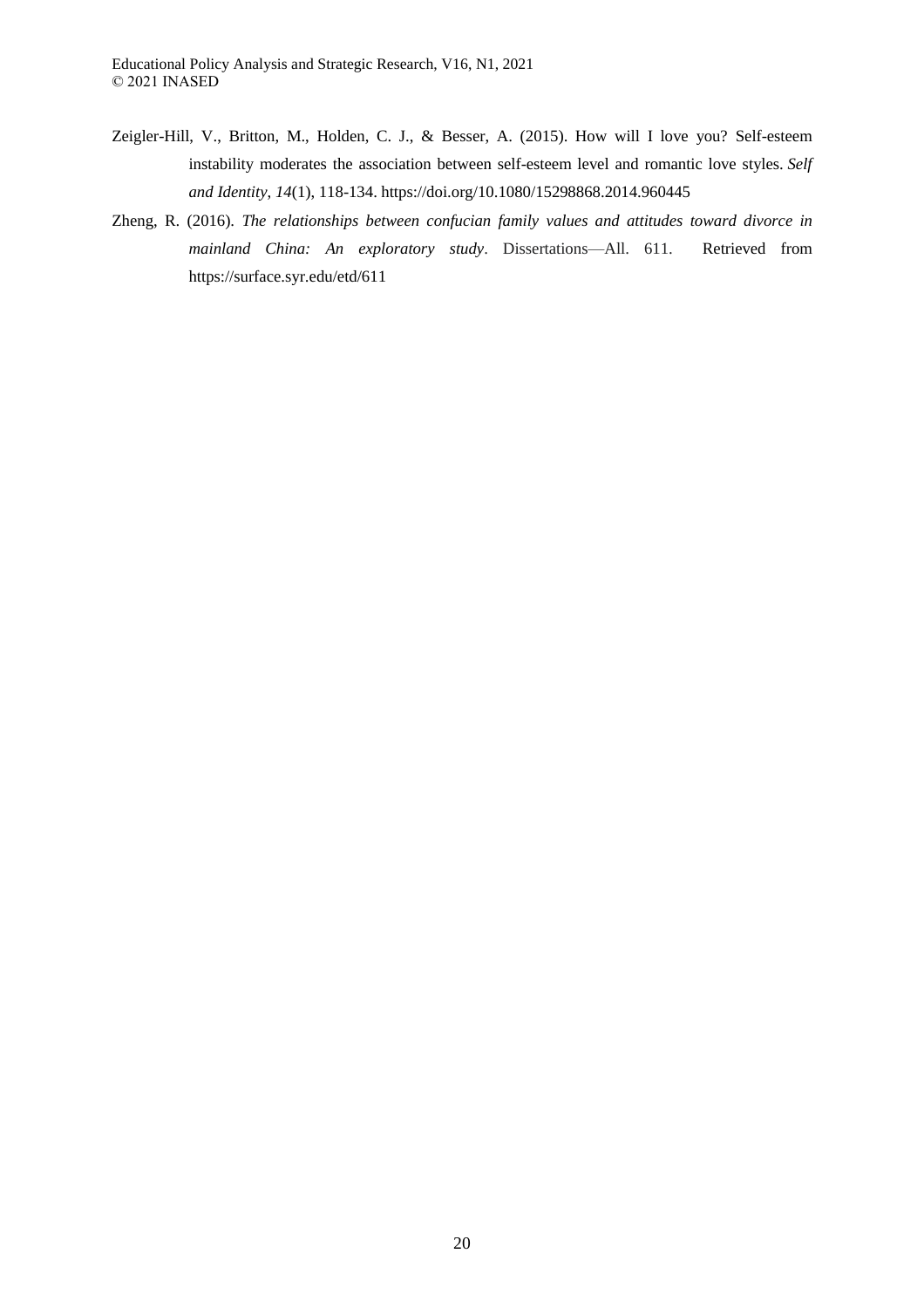Zeigler-Hill, V., Britton, M., Holden, C. J., & Besser, A. (2015). How will I love you? Self-esteem instability moderates the association between self-esteem level and romantic love styles. *Self and Identity, 14*(1), 118-134. https://doi.org/10.1080/15298868.2014.960445

Zheng, R. (2016). *The relationships between confucian family values and attitudes toward divorce in mainland China: An exploratory study*. Dissertations—All. 611. Retrieved from https://surface.syr.edu/etd/611